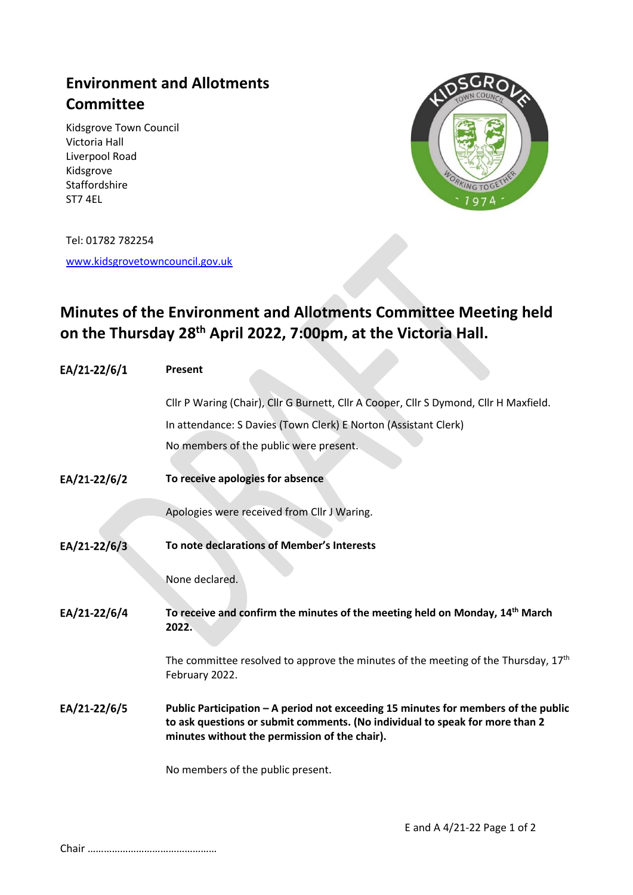# Environment and Allotments Committee

Kidsgrove Town Council
Victoria Hall
Liverpool Road
Kidsgrove
Staffordshire
ST7 4EL

Tel: 01782 782254

www.kidsgrovetowncouncil.gov.uk

## Minutes of the Environment and Allotments Committee Meeting held on the Thursday 28th April 2022, 7:00pm, at the Victoria Hall.

**EA/21-22/6/1** **Present**

Cllr P Waring (Chair), Cllr G Burnett, Cllr A Cooper, Cllr S Dymond, Cllr H Maxfield.

In attendance: S Davies (Town Clerk) E Norton (Assistant Clerk)

No members of the public were present.

**EA/21-22/6/2** **To receive apologies for absence**

Apologies were received from Cllr J Waring.

**EA/21-22/6/3** **To note declarations of Member's Interests**

None declared.

**EA/21-22/6/4** **To receive and confirm the minutes of the meeting held on Monday, 14th March 2022.**

The committee resolved to approve the minutes of the meeting of the Thursday, 17th February 2022.

**EA/21-22/6/5** **Public Participation – A period not exceeding 15 minutes for members of the public to ask questions or submit comments. (No individual to speak for more than 2 minutes without the permission of the chair).**

No members of the public present.

Chair ………………………………………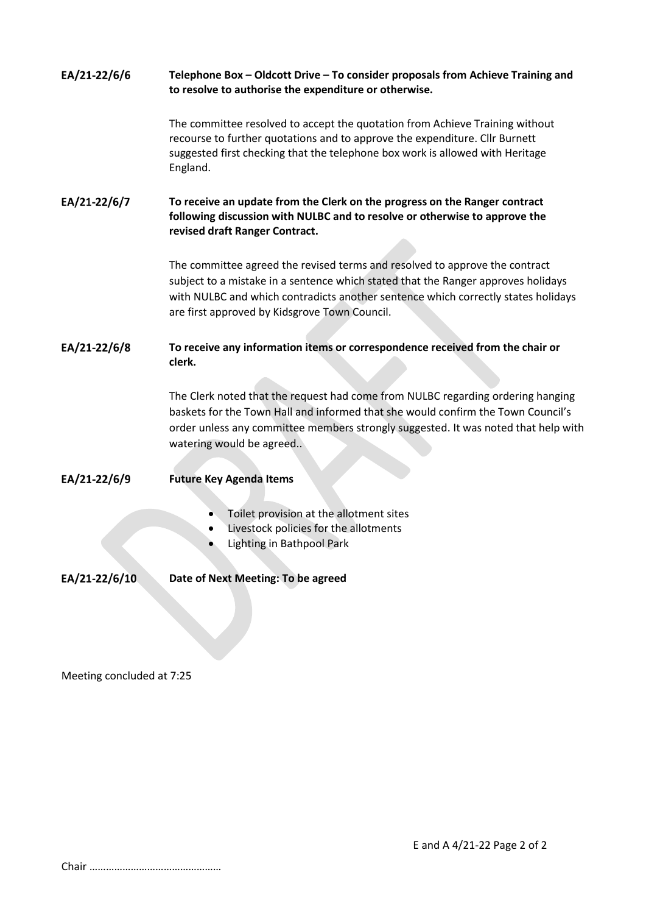**EA/21-22/6/6 Telephone Box – Oldcott Drive – To consider proposals from Achieve Training and to resolve to authorise the expenditure or otherwise.**

The committee resolved to accept the quotation from Achieve Training without recourse to further quotations and to approve the expenditure. Cllr Burnett suggested first checking that the telephone box work is allowed with Heritage England.

**EA/21-22/6/7 To receive an update from the Clerk on the progress on the Ranger contract following discussion with NULBC and to resolve or otherwise to approve the revised draft Ranger Contract.**

The committee agreed the revised terms and resolved to approve the contract subject to a mistake in a sentence which stated that the Ranger approves holidays with NULBC and which contradicts another sentence which correctly states holidays are first approved by Kidsgrove Town Council.

**EA/21-22/6/8 To receive any information items or correspondence received from the chair or clerk.**

The Clerk noted that the request had come from NULBC regarding ordering hanging baskets for the Town Hall and informed that she would confirm the Town Council's order unless any committee members strongly suggested. It was noted that help with watering would be agreed..

**EA/21-22/6/9 Future Key Agenda Items**

- Toilet provision at the allotment sites
- Livestock policies for the allotments
- Lighting in Bathpool Park

**EA/21-22/6/10 Date of Next Meeting: To be agreed**

Meeting concluded at 7:25

Chair ………………………………………..